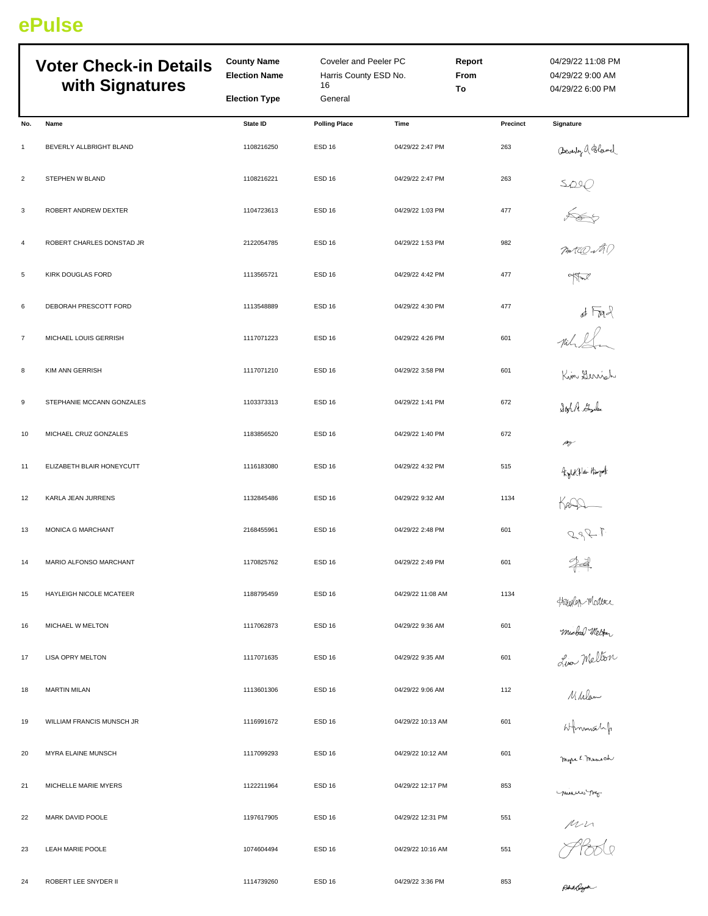ePulse

# Voter Check-in Details with Signatures

| | | | |
|---|---|---|---|
| **County Name** | Coveler and Peeler PC | **Report** | 04/29/22 11:08 PM |
| **Election Name** | Harris County ESD No. 16 | **From** | 04/29/22 9:00 AM |
| **Election Type** | General | **To** | 04/29/22 6:00 PM |

| No. | Name | State ID | Polling Place | Time | Precinct | Signature |
|---|---|---|---|---|---|---|
| 1 | BEVERLY ALLBRIGHT BLAND | 1108216250 | ESD 16 | 04/29/22 2:47 PM | 263 | Beverly A Bland |
| 2 | STEPHEN W BLAND | 1108216221 | ESD 16 | 04/29/22 2:47 PM | 263 | |
| 3 | ROBERT ANDREW DEXTER | 1104723613 | ESD 16 | 04/29/22 1:03 PM | 477 | |
| 4 | ROBERT CHARLES DONSTAD JR | 2122054785 | ESD 16 | 04/29/22 1:53 PM | 982 | |
| 5 | KIRK DOUGLAS FORD | 1113565721 | ESD 16 | 04/29/22 4:42 PM | 477 | |
| 6 | DEBORAH PRESCOTT FORD | 1113548889 | ESD 16 | 04/29/22 4:30 PM | 477 | |
| 7 | MICHAEL LOUIS GERRISH | 1117071223 | ESD 16 | 04/29/22 4:26 PM | 601 | |
| 8 | KIM ANN GERRISH | 1117071210 | ESD 16 | 04/29/22 3:58 PM | 601 | Kim Gerrish |
| 9 | STEPHANIE MCCANN GONZALES | 1103373313 | ESD 16 | 04/29/22 1:41 PM | 672 | |
| 10 | MICHAEL CRUZ GONZALES | 1183856520 | ESD 16 | 04/29/22 1:40 PM | 672 | |
| 11 | ELIZABETH BLAIR HONEYCUTT | 1116183080 | ESD 16 | 04/29/22 4:32 PM | 515 | |
| 12 | KARLA JEAN JURRENS | 1132845486 | ESD 16 | 04/29/22 9:32 AM | 1134 | |
| 13 | MONICA G MARCHANT | 2168455961 | ESD 16 | 04/29/22 2:48 PM | 601 | |
| 14 | MARIO ALFONSO MARCHANT | 1170825762 | ESD 16 | 04/29/22 2:49 PM | 601 | |
| 15 | HAYLEIGH NICOLE MCATEER | 1188795459 | ESD 16 | 04/29/22 11:08 AM | 1134 | Hayleigh McAteer |
| 16 | MICHAEL W MELTON | 1117062873 | ESD 16 | 04/29/22 9:36 AM | 601 | Michael Melton |
| 17 | LISA OPRY MELTON | 1117071635 | ESD 16 | 04/29/22 9:35 AM | 601 | Lisa Melton |
| 18 | MARTIN MILAN | 1113601306 | ESD 16 | 04/29/22 9:06 AM | 112 | M Milan |
| 19 | WILLIAM FRANCIS MUNSCH JR | 1116991672 | ESD 16 | 04/29/22 10:13 AM | 601 | |
| 20 | MYRA ELAINE MUNSCH | 1117099293 | ESD 16 | 04/29/22 10:12 AM | 601 | Myra E Munsch |
| 21 | MICHELLE MARIE MYERS | 1122211964 | ESD 16 | 04/29/22 12:17 PM | 853 | |
| 22 | MARK DAVID POOLE | 1197617905 | ESD 16 | 04/29/22 12:31 PM | 551 | |
| 23 | LEAH MARIE POOLE | 1074604494 | ESD 16 | 04/29/22 10:16 AM | 551 | Poole |
| 24 | ROBERT LEE SNYDER II | 1114739260 | ESD 16 | 04/29/22 3:36 PM | 853 | Robert Snyder |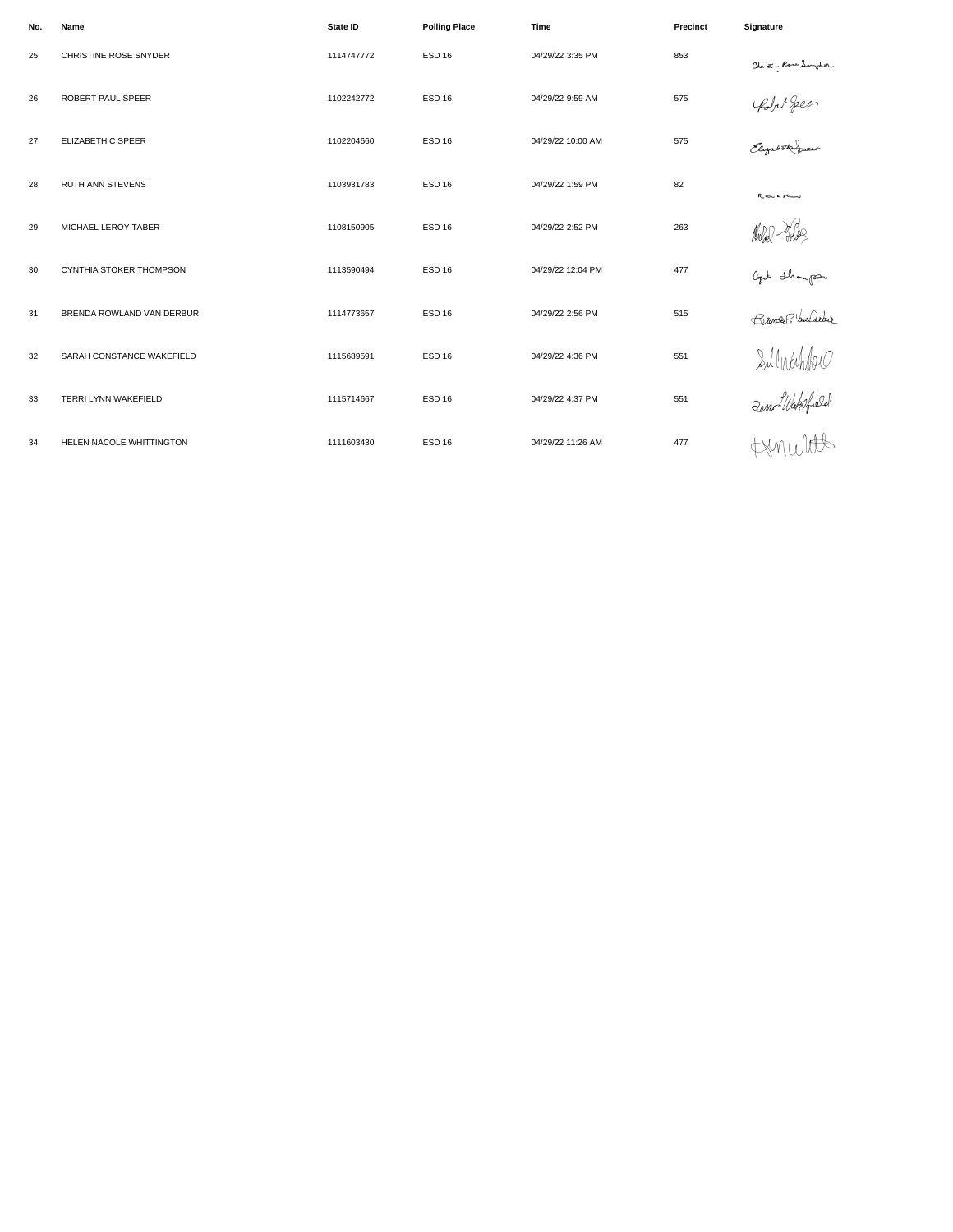| No. | Name | State ID | Polling Place | Time | Precinct | Signature |
|---|---|---|---|---|---|---|
| 25 | CHRISTINE ROSE SNYDER | 1114747772 | ESD 16 | 04/29/22 3:35 PM | 853 | |
| 26 | ROBERT PAUL SPEER | 1102242772 | ESD 16 | 04/29/22 9:59 AM | 575 | |
| 27 | ELIZABETH C SPEER | 1102204660 | ESD 16 | 04/29/22 10:00 AM | 575 | |
| 28 | RUTH ANN STEVENS | 1103931783 | ESD 16 | 04/29/22 1:59 PM | 82 | |
| 29 | MICHAEL LEROY TABER | 1108150905 | ESD 16 | 04/29/22 2:52 PM | 263 | |
| 30 | CYNTHIA STOKER THOMPSON | 1113590494 | ESD 16 | 04/29/22 12:04 PM | 477 | |
| 31 | BRENDA ROWLAND VAN DERBUR | 1114773657 | ESD 16 | 04/29/22 2:56 PM | 515 | |
| 32 | SARAH CONSTANCE WAKEFIELD | 1115689591 | ESD 16 | 04/29/22 4:36 PM | 551 | |
| 33 | TERRI LYNN WAKEFIELD | 1115714667 | ESD 16 | 04/29/22 4:37 PM | 551 | |
| 34 | HELEN NACOLE WHITTINGTON | 1111603430 | ESD 16 | 04/29/22 11:26 AM | 477 | |